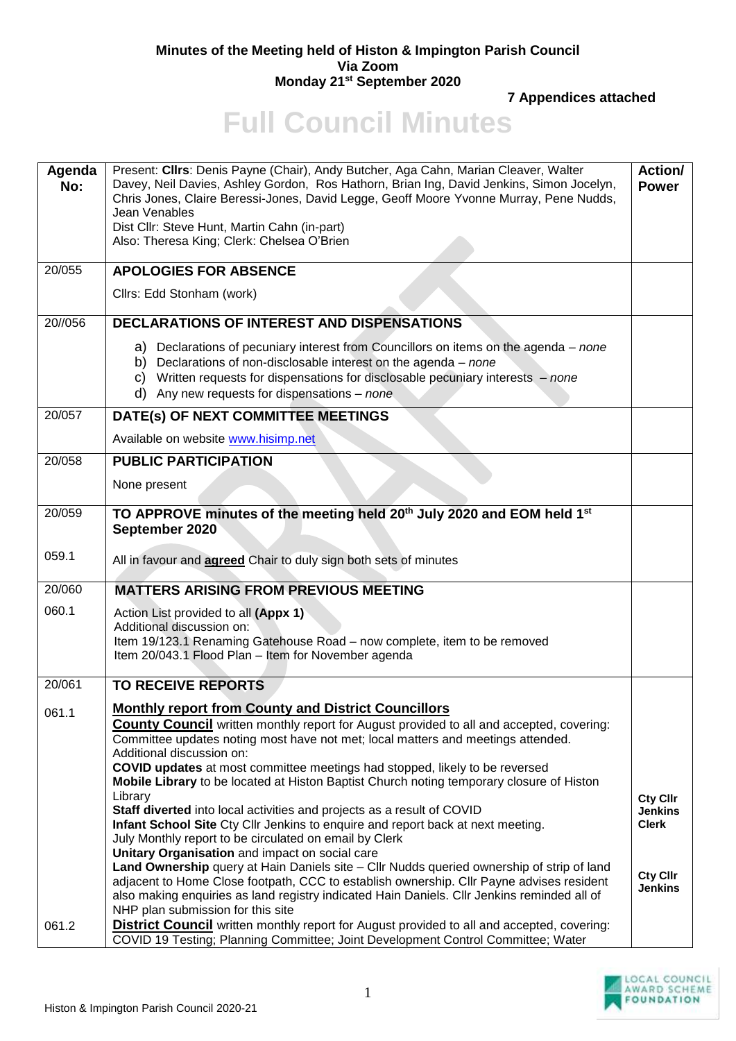**Minutes of the Meeting held of Histon & Impington Parish Council**
**Via Zoom**
**Monday 21st September 2020**

**7 Appendices attached**

# Full Council Minutes

| Agenda No: | Present: **Cllrs**: Denis Payne (Chair), Andy Butcher, Aga Cahn, Marian Cleaver, Walter Davey, Neil Davies, Ashley Gordon, Ros Hathorn, Brian Ing, David Jenkins, Simon Jocelyn, Chris Jones, Claire Beressi-Jones, David Legge, Geoff Moore Yvonne Murray, Pene Nudds, Jean Venables<br>Dist Cllr: Steve Hunt, Martin Cahn (in-part)<br>Also: Theresa King; Clerk: Chelsea O'Brien | **Action/ Power** |
|---|---|---|
| 20/055 | **APOLOGIES FOR ABSENCE**<br>Cllrs: Edd Stonham (work) | |
| 20//056 | **DECLARATIONS OF INTEREST AND DISPENSATIONS**<br>a) Declarations of pecuniary interest from Councillors on items on the agenda – *none*<br>b) Declarations of non-disclosable interest on the agenda – *none*<br>c) Written requests for dispensations for disclosable pecuniary interests – *none*<br>d) Any new requests for dispensations – *none* | |
| 20/057 | **DATE(s) OF NEXT COMMITTEE MEETINGS**<br>Available on website www.hisimp.net | |
| 20/058 | **PUBLIC PARTICIPATION**<br>None present | |
| 20/059 | **TO APPROVE minutes of the meeting held 20th July 2020 and EOM held 1st September 2020** | |
| 059.1 | All in favour and **agreed** Chair to duly sign both sets of minutes | |
| 20/060 | **MATTERS ARISING FROM PREVIOUS MEETING** | |
| 060.1 | Action List provided to all **(Appx 1)**<br>Additional discussion on:<br>Item 19/123.1 Renaming Gatehouse Road – now complete, item to be removed<br>Item 20/043.1 Flood Plan – Item for November agenda | |
| 20/061 | **TO RECEIVE REPORTS** | |
| 061.1 | **Monthly report from County and District Councillors**<br>**County Council** written monthly report for August provided to all and accepted, covering: Committee updates noting most have not met; local matters and meetings attended.<br>Additional discussion on:<br>**COVID updates** at most committee meetings had stopped, likely to be reversed<br>**Mobile Library** to be located at Histon Baptist Church noting temporary closure of Histon Library<br>**Staff diverted** into local activities and projects as a result of COVID<br>**Infant School Site** Cty Cllr Jenkins to enquire and report back at next meeting.<br>July Monthly report to be circulated on email by Clerk<br>**Unitary Organisation** and impact on social care<br>**Land Ownership** query at Hain Daniels site – Cllr Nudds queried ownership of strip of land adjacent to Home Close footpath, CCC to establish ownership. Cllr Payne advises resident also making enquiries as land registry indicated Hain Daniels. Cllr Jenkins reminded all of NHP plan submission for this site | **Cty Cllr Jenkins**<br>**Clerk**<br><br>**Cty Cllr Jenkins** |
| 061.2 | **District Council** written monthly report for August provided to all and accepted, covering: COVID 19 Testing; Planning Committee; Joint Development Control Committee; Water | |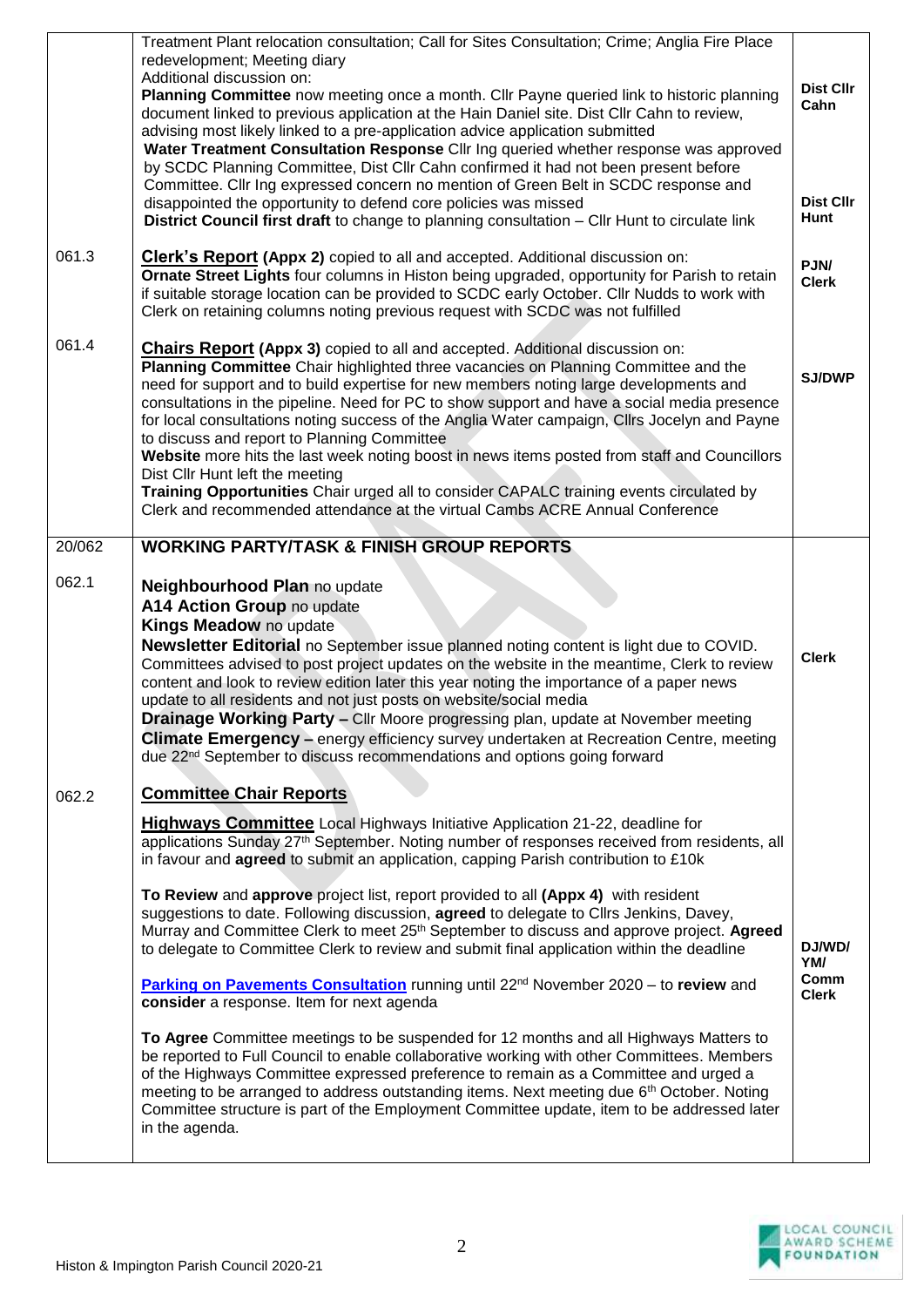| | | |
|---|---|---|
| | Treatment Plant relocation consultation; Call for Sites Consultation; Crime; Anglia Fire Place redevelopment; Meeting diary<br>Additional discussion on:<br>**Planning Committee** now meeting once a month. Cllr Payne queried link to historic planning document linked to previous application at the Hain Daniel site. Dist Cllr Cahn to review, advising most likely linked to a pre-application advice application submitted<br>**Water Treatment Consultation Response** Cllr Ing queried whether response was approved by SCDC Planning Committee, Dist Cllr Cahn confirmed it had not been present before Committee. Cllr Ing expressed concern no mention of Green Belt in SCDC response and disappointed the opportunity to defend core policies was missed<br>**District Council first draft** to change to planning consultation – Cllr Hunt to circulate link | **Dist Cllr Cahn**<br><br>**Dist Cllr Hunt** |
| 061.3 | **Clerk's Report (Appx 2)** copied to all and accepted. Additional discussion on:<br>**Ornate Street Lights** four columns in Histon being upgraded, opportunity for Parish to retain if suitable storage location can be provided to SCDC early October. Cllr Nudds to work with Clerk on retaining columns noting previous request with SCDC was not fulfilled | **PJN/ Clerk** |
| 061.4 | **Chairs Report (Appx 3)** copied to all and accepted. Additional discussion on:<br>**Planning Committee** Chair highlighted three vacancies on Planning Committee and the need for support and to build expertise for new members noting large developments and consultations in the pipeline. Need for PC to show support and have a social media presence for local consultations noting success of the Anglia Water campaign, Cllrs Jocelyn and Payne to discuss and report to Planning Committee<br>**Website** more hits the last week noting boost in news items posted from staff and Councillors<br>Dist Cllr Hunt left the meeting<br>**Training Opportunities** Chair urged all to consider CAPALC training events circulated by Clerk and recommended attendance at the virtual Cambs ACRE Annual Conference | **SJ/DWP** |
| **20/062** | **WORKING PARTY/TASK & FINISH GROUP REPORTS** | |
| 062.1 | **Neighbourhood Plan** no update<br>**A14 Action Group** no update<br>**Kings Meadow** no update<br>**Newsletter Editorial** no September issue planned noting content is light due to COVID. Committees advised to post project updates on the website in the meantime, Clerk to review content and look to review edition later this year noting the importance of a paper news update to all residents and not just posts on website/social media<br>**Drainage Working Party –** Cllr Moore progressing plan, update at November meeting<br>**Climate Emergency –** energy efficiency survey undertaken at Recreation Centre, meeting due 22nd September to discuss recommendations and options going forward | **Clerk** |
| 062.2 | **Committee Chair Reports**<br><br>**Highways Committee** Local Highways Initiative Application 21-22, deadline for applications Sunday 27th September. Noting number of responses received from residents, all in favour and **agreed** to submit an application, capping Parish contribution to £10k<br><br>**To Review** and **approve** project list, report provided to all **(Appx 4)** with resident suggestions to date. Following discussion, **agreed** to delegate to Cllrs Jenkins, Davey, Murray and Committee Clerk to meet 25th September to discuss and approve project. **Agreed** to delegate to Committee Clerk to review and submit final application within the deadline<br><br>**Parking on Pavements Consultation** running until 22nd November 2020 – to **review** and **consider** a response. Item for next agenda<br><br>**To Agree** Committee meetings to be suspended for 12 months and all Highways Matters to be reported to Full Council to enable collaborative working with other Committees. Members of the Highways Committee expressed preference to remain as a Committee and urged a meeting to be arranged to address outstanding items. Next meeting due 6th October. Noting Committee structure is part of the Employment Committee update, item to be addressed later in the agenda. | **DJ/WD/ YM/ Comm Clerk** |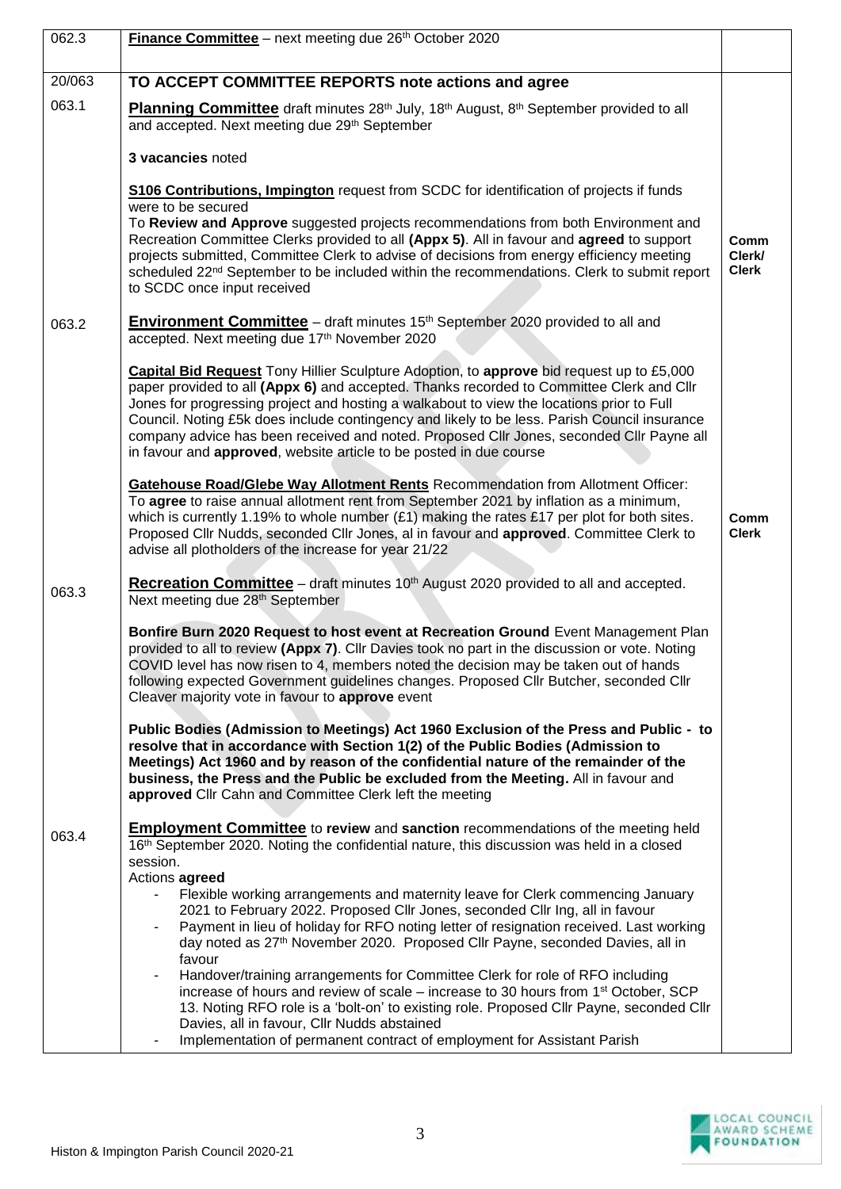| | | |
|---|---|---|
| 062.3 | **Finance Committee** – next meeting due 26th October 2020 | |
| 20/063 | **TO ACCEPT COMMITTEE REPORTS note actions and agree** | |
| 063.1 | **Planning Committee** draft minutes 28th July, 18th August, 8th September provided to all and accepted. Next meeting due 29th September<br><br>**3 vacancies** noted<br><br>**S106 Contributions, Impington** request from SCDC for identification of projects if funds were to be secured<br>To **Review and Approve** suggested projects recommendations from both Environment and Recreation Committee Clerks provided to all **(Appx 5)**. All in favour and **agreed** to support projects submitted, Committee Clerk to advise of decisions from energy efficiency meeting scheduled 22nd September to be included within the recommendations. Clerk to submit report to SCDC once input received | **Comm Clerk/ Clerk** |
| 063.2 | **Environment Committee** – draft minutes 15th September 2020 provided to all and accepted. Next meeting due 17th November 2020<br><br>**Capital Bid Request** Tony Hillier Sculpture Adoption, to **approve** bid request up to £5,000 paper provided to all **(Appx 6)** and accepted. Thanks recorded to Committee Clerk and Cllr Jones for progressing project and hosting a walkabout to view the locations prior to Full Council. Noting £5k does include contingency and likely to be less. Parish Council insurance company advice has been received and noted. Proposed Cllr Jones, seconded Cllr Payne all in favour and **approved**, website article to be posted in due course<br><br>**Gatehouse Road/Glebe Way Allotment Rents** Recommendation from Allotment Officer: To **agree** to raise annual allotment rent from September 2021 by inflation as a minimum, which is currently 1.19% to whole number (£1) making the rates £17 per plot for both sites. Proposed Cllr Nudds, seconded Cllr Jones, al in favour and **approved**. Committee Clerk to advise all plotholders of the increase for year 21/22 | **Comm Clerk** |
| 063.3 | **Recreation Committee** – draft minutes 10th August 2020 provided to all and accepted. Next meeting due 28th September<br><br>**Bonfire Burn 2020 Request to host event at Recreation Ground** Event Management Plan provided to all to review **(Appx 7)**. Cllr Davies took no part in the discussion or vote. Noting COVID level has now risen to 4, members noted the decision may be taken out of hands following expected Government guidelines changes. Proposed Cllr Butcher, seconded Cllr Cleaver majority vote in favour to **approve** event<br><br>**Public Bodies (Admission to Meetings) Act 1960 Exclusion of the Press and Public - to resolve that in accordance with Section 1(2) of the Public Bodies (Admission to Meetings) Act 1960 and by reason of the confidential nature of the remainder of the business, the Press and the Public be excluded from the Meeting.** All in favour and **approved** Cllr Cahn and Committee Clerk left the meeting | |
| 063.4 | **Employment Committee** to **review** and **sanction** recommendations of the meeting held 16th September 2020. Noting the confidential nature, this discussion was held in a closed session.<br>Actions **agreed**<br>- Flexible working arrangements and maternity leave for Clerk commencing January 2021 to February 2022. Proposed Cllr Jones, seconded Cllr Ing, all in favour<br>- Payment in lieu of holiday for RFO noting letter of resignation received. Last working day noted as 27th November 2020. Proposed Cllr Payne, seconded Davies, all in favour<br>- Handover/training arrangements for Committee Clerk for role of RFO including increase of hours and review of scale – increase to 30 hours from 1st October, SCP 13. Noting RFO role is a 'bolt-on' to existing role. Proposed Cllr Payne, seconded Cllr Davies, all in favour, Cllr Nudds abstained<br>- Implementation of permanent contract of employment for Assistant Parish | |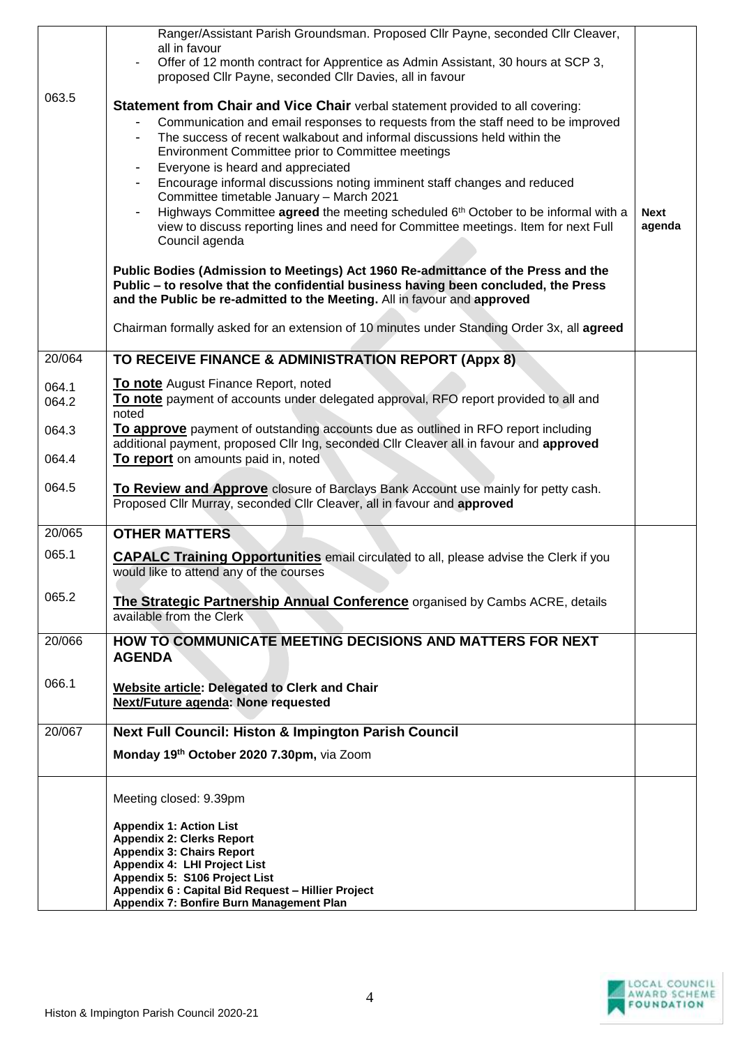| | | |
|---|---|---|
| | Ranger/Assistant Parish Groundsman. Proposed Cllr Payne, seconded Cllr Cleaver, all in favour<br>- Offer of 12 month contract for Apprentice as Admin Assistant, 30 hours at SCP 3, proposed Cllr Payne, seconded Cllr Davies, all in favour | |
| 063.5 | **Statement from Chair and Vice Chair** verbal statement provided to all covering:<br>- Communication and email responses to requests from the staff need to be improved<br>- The success of recent walkabout and informal discussions held within the Environment Committee prior to Committee meetings<br>- Everyone is heard and appreciated<br>- Encourage informal discussions noting imminent staff changes and reduced Committee timetable January – March 2021<br>- Highways Committee **agreed** the meeting scheduled 6th October to be informal with a view to discuss reporting lines and need for Committee meetings. Item for next Full Council agenda<br><br>**Public Bodies (Admission to Meetings) Act 1960 Re-admittance of the Press and the Public – to resolve that the confidential business having been concluded, the Press and the Public be re-admitted to the Meeting.** All in favour and **approved**<br><br>Chairman formally asked for an extension of 10 minutes under Standing Order 3x, all **agreed** | **Next agenda** |
| 20/064 | **TO RECEIVE FINANCE & ADMINISTRATION REPORT (Appx 8)** | |
| 064.1<br>064.2<br><br>064.3<br><br>064.4<br><br>064.5 | **To note** August Finance Report, noted<br>**To note** payment of accounts under delegated approval, RFO report provided to all and noted<br>**To approve** payment of outstanding accounts due as outlined in RFO report including additional payment, proposed Cllr Ing, seconded Cllr Cleaver all in favour and **approved**<br>**To report** on amounts paid in, noted<br><br>**To Review and Approve** closure of Barclays Bank Account use mainly for petty cash. Proposed Cllr Murray, seconded Cllr Cleaver, all in favour and **approved** | |
| 20/065 | **OTHER MATTERS** | |
| 065.1<br><br>065.2 | **CAPALC Training Opportunities** email circulated to all, please advise the Clerk if you would like to attend any of the courses<br><br>**The Strategic Partnership Annual Conference** organised by Cambs ACRE, details available from the Clerk | |
| 20/066 | **HOW TO COMMUNICATE MEETING DECISIONS AND MATTERS FOR NEXT AGENDA** | |
| 066.1 | **Website article: Delegated to Clerk and Chair**<br>**Next/Future agenda: None requested** | |
| 20/067 | **Next Full Council: Histon & Impington Parish Council**<br><br>**Monday 19th October 2020 7.30pm,** via Zoom | |
| | Meeting closed: 9.39pm<br><br>**Appendix 1: Action List**<br>**Appendix 2: Clerks Report**<br>**Appendix 3: Chairs Report**<br>**Appendix 4: LHI Project List**<br>**Appendix 5: S106 Project List**<br>**Appendix 6 : Capital Bid Request – Hillier Project**<br>**Appendix 7: Bonfire Burn Management Plan** | |